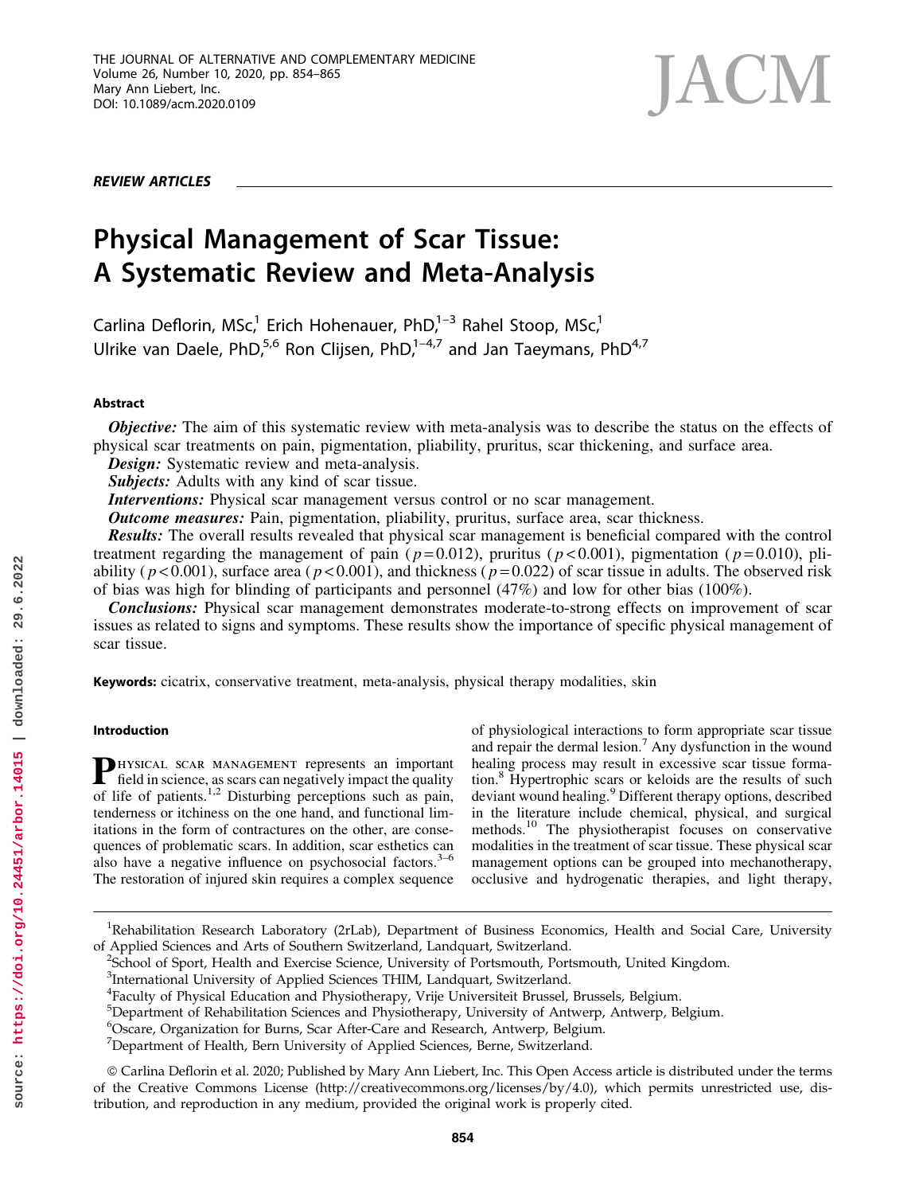REVIEW ARTICLES

# Physical Management of Scar Tissue: A Systematic Review and Meta-Analysis

Carlina Deflorin, MSc,[1] Erich Hohenauer, PhD,[1–3] Rahel Stoop, MSc,[1] Ulrike van Daele, PhD,[5,6] Ron Clijsen, PhD,[1–4,7] and Jan Taeymans, PhD[4,7]

## Abstract

***Objective:*** The aim of this systematic review with meta-analysis was to describe the status on the effects of physical scar treatments on pain, pigmentation, pliability, pruritus, scar thickening, and surface area.

***Design:*** Systematic review and meta-analysis.

***Subjects:*** Adults with any kind of scar tissue.

***Interventions:*** Physical scar management versus control or no scar management.

***Outcome measures:*** Pain, pigmentation, pliability, pruritus, surface area, scar thickness.

***Results:*** The overall results revealed that physical scar management is beneficial compared with the control treatment regarding the management of pain ($p = 0.012$), pruritus ($p < 0.001$), pigmentation ($p = 0.010$), pliability ($p < 0.001$), surface area ($p < 0.001$), and thickness ($p = 0.022$) of scar tissue in adults. The observed risk of bias was high for blinding of participants and personnel (47%) and low for other bias (100%).

***Conclusions:*** Physical scar management demonstrates moderate-to-strong effects on improvement of scar issues as related to signs and symptoms. These results show the importance of specific physical management of scar tissue.

**Keywords:** cicatrix, conservative treatment, meta-analysis, physical therapy modalities, skin

## Introduction

Physical scar management represents an important field in science, as scars can negatively impact the quality of life of patients.[1,2] Disturbing perceptions such as pain, tenderness or itchiness on the one hand, and functional limitations in the form of contractures on the other, are consequences of problematic scars. In addition, scar esthetics can also have a negative influence on psychosocial factors.[3–6] The restoration of injured skin requires a complex sequence of physiological interactions to form appropriate scar tissue and repair the dermal lesion.[7] Any dysfunction in the wound healing process may result in excessive scar tissue formation.[8] Hypertrophic scars or keloids are the results of such deviant wound healing.[9] Different therapy options, described in the literature include chemical, physical, and surgical methods.[10] The physiotherapist focuses on conservative modalities in the treatment of scar tissue. These physical scar management options can be grouped into mechanotherapy, occlusive and hydrogenatic therapies, and light therapy,

---

[1]Rehabilitation Research Laboratory (2rLab), Department of Business Economics, Health and Social Care, University of Applied Sciences and Arts of Southern Switzerland, Landquart, Switzerland.

[2]School of Sport, Health and Exercise Science, University of Portsmouth, Portsmouth, United Kingdom.

[3]International University of Applied Sciences THIM, Landquart, Switzerland.

[4]Faculty of Physical Education and Physiotherapy, Vrije Universiteit Brussel, Brussels, Belgium.

[5]Department of Rehabilitation Sciences and Physiotherapy, University of Antwerp, Antwerp, Belgium.

[6]Oscare, Organization for Burns, Scar After-Care and Research, Antwerp, Belgium.

[7]Department of Health, Bern University of Applied Sciences, Berne, Switzerland.

© Carlina Deflorin et al. 2020; Published by Mary Ann Liebert, Inc. This Open Access article is distributed under the terms of the Creative Commons License (http://creativecommons.org/licenses/by/4.0), which permits unrestricted use, distribution, and reproduction in any medium, provided the original work is properly cited.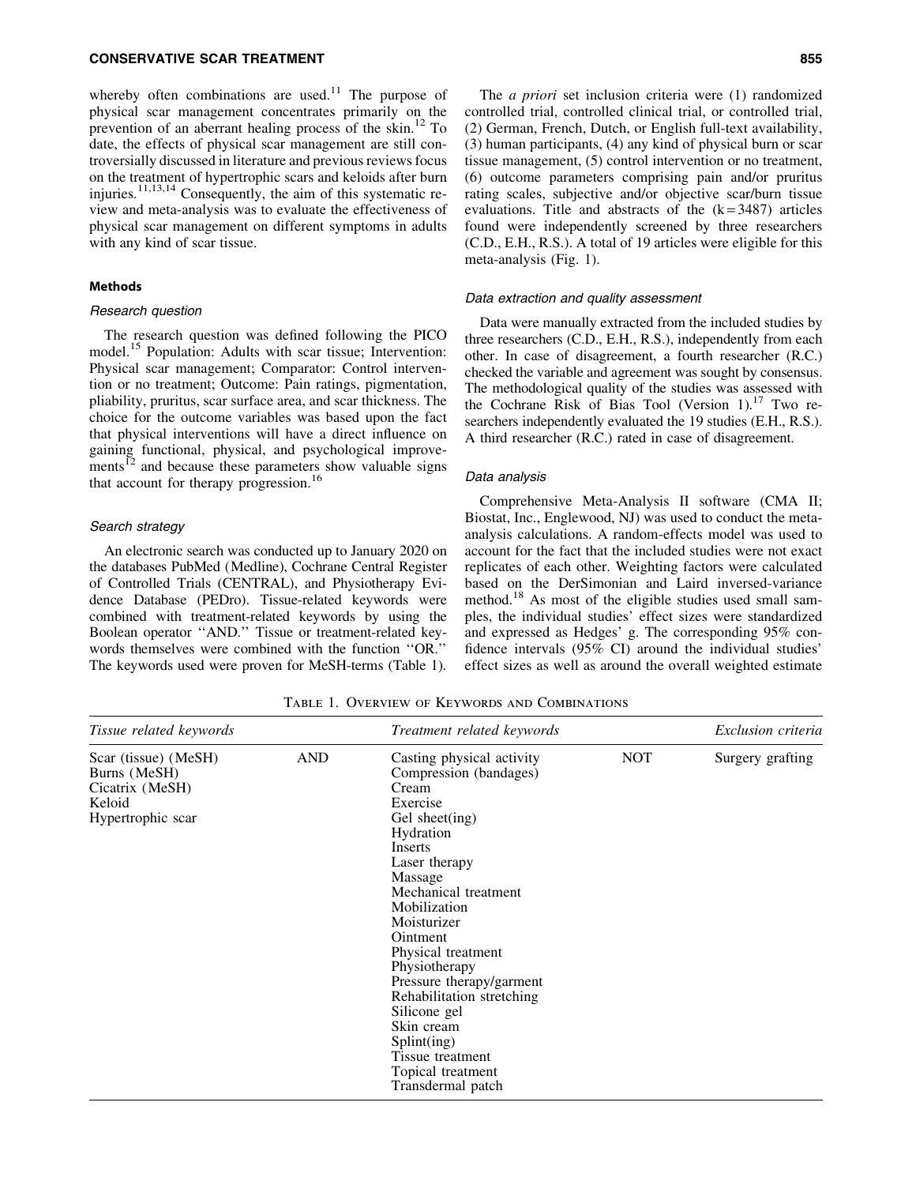whereby often combinations are used.[11] The purpose of physical scar management concentrates primarily on the prevention of an aberrant healing process of the skin.[12] To date, the effects of physical scar management are still controversially discussed in literature and previous reviews focus on the treatment of hypertrophic scars and keloids after burn injuries.[11,13,14] Consequently, the aim of this systematic review and meta-analysis was to evaluate the effectiveness of physical scar management on different symptoms in adults with any kind of scar tissue.

## Methods

### Research question

The research question was defined following the PICO model.[15] Population: Adults with scar tissue; Intervention: Physical scar management; Comparator: Control intervention or no treatment; Outcome: Pain ratings, pigmentation, pliability, pruritus, scar surface area, and scar thickness. The choice for the outcome variables was based upon the fact that physical interventions will have a direct influence on gaining functional, physical, and psychological improvements[12] and because these parameters show valuable signs that account for therapy progression.[16]

### Search strategy

An electronic search was conducted up to January 2020 on the databases PubMed (Medline), Cochrane Central Register of Controlled Trials (CENTRAL), and Physiotherapy Evidence Database (PEDro). Tissue-related keywords were combined with treatment-related keywords by using the Boolean operator ''AND.'' Tissue or treatment-related keywords themselves were combined with the function ''OR.'' The keywords used were proven for MeSH-terms (Table 1).

The *a priori* set inclusion criteria were (1) randomized controlled trial, controlled clinical trial, or controlled trial, (2) German, French, Dutch, or English full-text availability, (3) human participants, (4) any kind of physical burn or scar tissue management, (5) control intervention or no treatment, (6) outcome parameters comprising pain and/or pruritus rating scales, subjective and/or objective scar/burn tissue evaluations. Title and abstracts of the (k = 3487) articles found were independently screened by three researchers (C.D., E.H., R.S.). A total of 19 articles were eligible for this meta-analysis (Fig. 1).

### Data extraction and quality assessment

Data were manually extracted from the included studies by three researchers (C.D., E.H., R.S.), independently from each other. In case of disagreement, a fourth researcher (R.C.) checked the variable and agreement was sought by consensus. The methodological quality of the studies was assessed with the Cochrane Risk of Bias Tool (Version 1).[17] Two researchers independently evaluated the 19 studies (E.H., R.S.). A third researcher (R.C.) rated in case of disagreement.

### Data analysis

Comprehensive Meta-Analysis II software (CMA II; Biostat, Inc., Englewood, NJ) was used to conduct the meta-analysis calculations. A random-effects model was used to account for the fact that the included studies were not exact replicates of each other. Weighting factors were calculated based on the DerSimonian and Laird inversed-variance method.[18] As most of the eligible studies used small samples, the individual studies' effect sizes were standardized and expressed as Hedges' g. The corresponding 95% confidence intervals (95% CI) around the individual studies' effect sizes as well as around the overall weighted estimate

Table 1. Overview of Keywords and Combinations

| *Tissue related keywords* | | *Treatment related keywords* | | *Exclusion criteria* |
|---|---|---|---|---|
| Scar (tissue) (MeSH)<br>Burns (MeSH)<br>Cicatrix (MeSH)<br>Keloid<br>Hypertrophic scar | AND | Casting physical activity<br>Compression (bandages)<br>Cream<br>Exercise<br>Gel sheet(ing)<br>Hydration<br>Inserts<br>Laser therapy<br>Massage<br>Mechanical treatment<br>Mobilization<br>Moisturizer<br>Ointment<br>Physical treatment<br>Physiotherapy<br>Pressure therapy/garment<br>Rehabilitation stretching<br>Silicone gel<br>Skin cream<br>Splint(ing)<br>Tissue treatment<br>Topical treatment<br>Transdermal patch | NOT | Surgery grafting |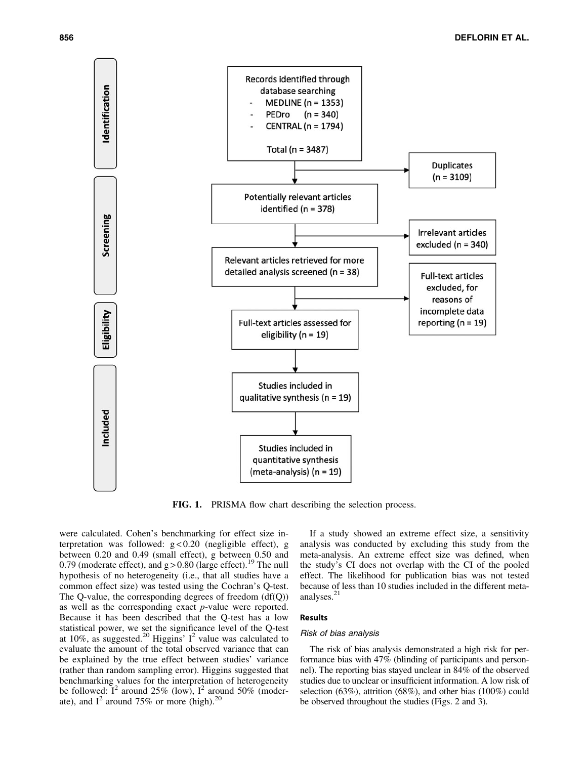**FIG. 1.** PRISMA flow chart describing the selection process.

were calculated. Cohen's benchmarking for effect size interpretation was followed: $g < 0.20$ (negligible effect), g between 0.20 and 0.49 (small effect), g between 0.50 and 0.79 (moderate effect), and $g > 0.80$ (large effect).[19] The null hypothesis of no heterogeneity (i.e., that all studies have a common effect size) was tested using the Cochran's Q-test. The Q-value, the corresponding degrees of freedom (df(Q)) as well as the corresponding exact *p*-value were reported. Because it has been described that the Q-test has a low statistical power, we set the significance level of the Q-test at 10%, as suggested.[20] Higgins' $I^2$ value was calculated to evaluate the amount of the total observed variance that can be explained by the true effect between studies' variance (rather than random sampling error). Higgins suggested that benchmarking values for the interpretation of heterogeneity be followed: $I^2$ around 25% (low), $I^2$ around 50% (moderate), and $I^2$ around 75% or more (high).[20]

If a study showed an extreme effect size, a sensitivity analysis was conducted by excluding this study from the meta-analysis. An extreme effect size was defined, when the study's CI does not overlap with the CI of the pooled effect. The likelihood for publication bias was not tested because of less than 10 studies included in the different meta-analyses.[21]

## Results

### *Risk of bias analysis*

The risk of bias analysis demonstrated a high risk for performance bias with 47% (blinding of participants and personnel). The reporting bias stayed unclear in 84% of the observed studies due to unclear or insufficient information. A low risk of selection (63%), attrition (68%), and other bias (100%) could be observed throughout the studies (Figs. 2 and 3).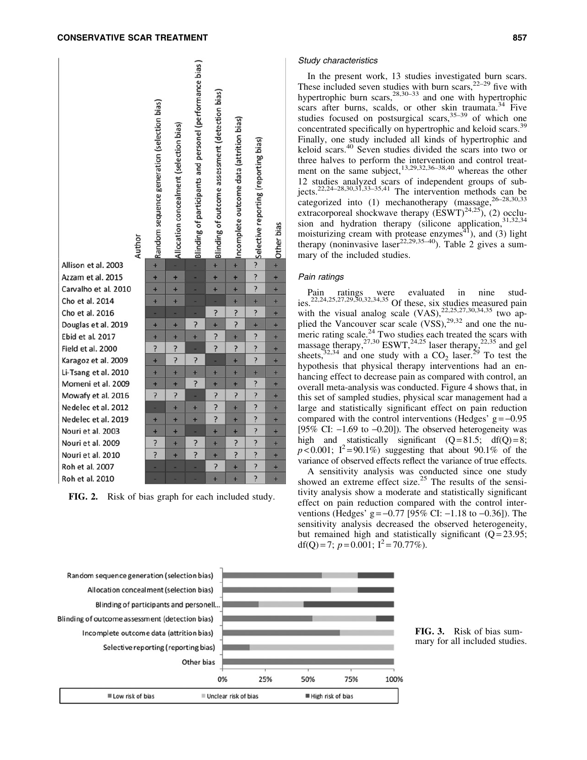| Author | Random sequence generation (selection bias) | Allocation concealment (selection bias) | Blinding of participants and personel (performance bias) | Blinding of outcome assessment (detection bias) | Incomplete outcome data (attrition bias) | Selective reporting (reporting bias) | Other bias |
|---|---|---|---|---|---|---|---|
| Allison et al. 2003 | + | - | - | + | + | ? | + |
| Azzam et al. 2015 | + | + | - | + | + | ? | + |
| Carvalho et al. 2010 | + | + | - | + | + | ? | + |
| Cho et al. 2014 | + | + | - | - | + | + | + |
| Cho et al. 2016 | - | - | - | ? | ? | ? | + |
| Douglas et al. 2019 | + | + | ? | + | ? | + | + |
| Ebid et al. 2017 | + | + | + | ? | + | ? | + |
| Field et al. 2000 | ? | ? | - | ? | ? | ? | + |
| Karagoz et al. 2009 | + | ? | ? | - | + | ? | + |
| Li-Tsang et al. 2010 | + | + | + | + | + | + | + |
| Momeni et al. 2009 | + | + | ? | + | + | ? | + |
| Mowafy et al. 2016 | ? | ? | - | ? | ? | ? | + |
| Nedelec et al. 2012 | - | + | + | ? | + | ? | + |
| Nedelec et al. 2019 | + | + | + | ? | + | ? | + |
| Nouri et al. 2003 | + | + | - | + | + | ? | + |
| Nouri et al. 2009 | ? | + | ? | + | ? | ? | + |
| Nouri et al. 2010 | ? | + | ? | + | ? | ? | + |
| Roh et al. 2007 | - | - | - | ? | + | ? | + |
| Roh et al. 2010 | - | - | - | + | + | ? | + |

**FIG. 2.** Risk of bias graph for each included study.

### *Study characteristics*

In the present work, 13 studies investigated burn scars. These included seven studies with burn scars,[22–29] five with hypertrophic burn scars,[28,30–33] and one with hypertrophic scars after burns, scalds, or other skin traumata.[34] Five studies focused on postsurgical scars,[35–39] of which one concentrated specifically on hypertrophic and keloid scars.[39] Finally, one study included all kinds of hypertrophic and keloid scars.[40] Seven studies divided the scars into two or three halves to perform the intervention and control treatment on the same subject,[13,29,32,36–38,40] whereas the other 12 studies analyzed scars of independent groups of subjects.[22,24–28,30,31,33–35,41] The intervention methods can be categorized into (1) mechanotherapy (massage,[26–28,30,33] extracorporeal shockwave therapy (ESWT)[24,25]), (2) occlusion and hydration therapy (silicone application,[31,32,34] moisturizing cream with protease enzymes[41]), and (3) light therapy (noninvasive laser[22,29,35–40]). Table 2 gives a summary of the included studies.

### *Pain ratings*

Pain ratings were evaluated in nine studies.[22,24,25,27,29,30,32,34,35] Of these, six studies measured pain with the visual analog scale (VAS),[22,25,27,30,34,35] two applied the Vancouver scar scale (VSS),[29,32] and one the numeric rating scale.[24] Two studies each treated the scars with massage therapy,[27,30] ESWT,[24,25] laser therapy,[22,35] and gel sheets,[32,34] and one study with a $CO_2$ laser.[29] To test the hypothesis that physical therapy interventions had an enhancing effect to decrease pain as compared with control, an overall meta-analysis was conducted. Figure 4 shows that, in this set of sampled studies, physical scar management had a large and statistically significant effect on pain reduction compared with the control interventions (Hedges' $g = -0.95$ [95% CI: $-1.69$ to $-0.20$]). The observed heterogeneity was high and statistically significant ($Q = 81.5$; $df(Q) = 8$; $p < 0.001$; $I^2 = 90.1\%$) suggesting that about 90.1% of the variance of observed effects reflect the variance of true effects.

A sensitivity analysis was conducted since one study showed an extreme effect size.[25] The results of the sensitivity analysis show a moderate and statistically significant effect on pain reduction compared with the control interventions (Hedges' $g = -0.77$ [95% CI: $-1.18$ to $-0.36$]). The sensitivity analysis decreased the observed heterogeneity, but remained high and statistically significant ($Q = 23.95$; $df(Q) = 7$; $p = 0.001$; $I^2 = 70.77\%$).

**FIG. 3.** Risk of bias summary for all included studies.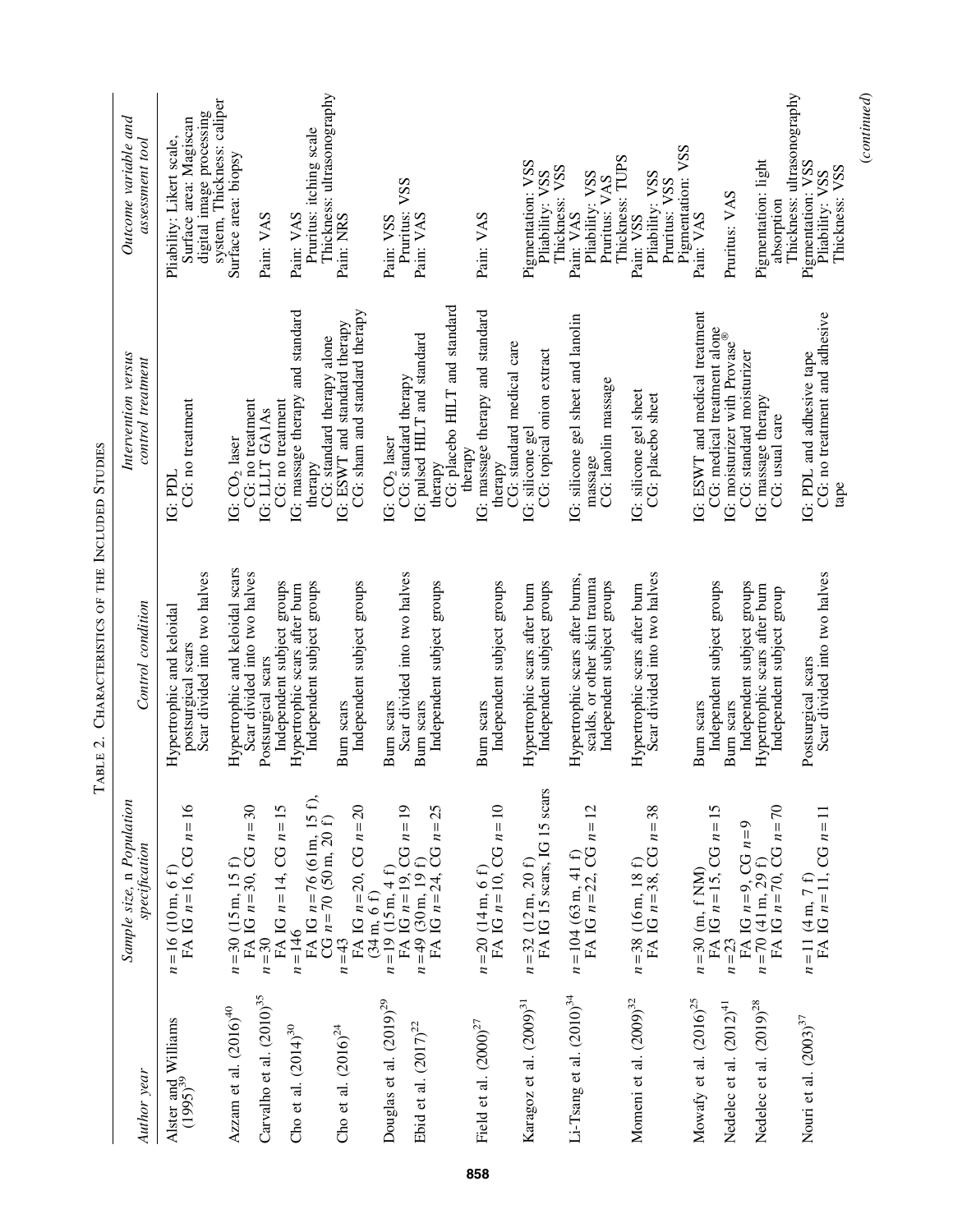TABLE 2. CHARACTERISTICS OF THE INCLUDED STUDIES

| *Author year* | *Sample size,* n *Population specification* | *Control condition* | *Intervention versus control treatment* | *Outcome variable and assessment tool* |
|---|---|---|---|---|
| Alster and Williams (1995)[39] | n = 16 (10 m, 6 f)<br>FA IG n = 16, CG n = 16 | Hypertrophic and keloidal postsurgical scars<br>Scar divided into two halves | IG: PDL<br>CG: no treatment | Pliability: Likert scale,<br>Surface area: Magiscan digital image processing system, Thickness: caliper |
| Azzam et al. (2016)[40] | n = 30 (15 m, 15 f)<br>FA IG n = 30, CG n = 30 | Hypertrophic and keloidal scars<br>Scar divided into two halves | IG: $CO_2$ laser<br>CG: no treatment | Surface area: biopsy |
| Carvalho et al. (2010)[35] | n = 30<br>FA IG n = 14, CG n = 15 | Postsurgical scars<br>Independent subject groups | IG: LLLT GA1As<br>CG: no treatment | Pain: VAS |
| Cho et al. (2014)[30] | n = 146<br>FA IG n = 76 (61m, 15 f),<br>CG n = 70 (50 m, 20 f) | Hypertrophic scars after burn<br>Independent subject groups | IG: massage therapy and standard therapy<br>CG: standard therapy alone | Pain: VAS<br>Pruritus: itching scale<br>Thickness: ultrasonography |
| Cho et al. (2016)[24] | n = 43<br>FA IG n = 20, CG n = 20<br>(34 m, 6 f) | Burn scars<br>Independent subject groups | IG: ESWT and standard therapy<br>CG: sham and standard therapy | Pain: NRS |
| Douglas et al. (2019)[29] | n = 19 (15 m, 4 f)<br>FA IG n = 19, CG n = 19 | Burn scars<br>Scar divided into two halves | IG: $CO_2$ laser<br>CG: standard therapy | Pain: VSS<br>Pruritus: VSS |
| Ebid et al. (2017)[22] | n = 49 (30 m, 19 f)<br>FA IG n = 24, CG n = 25 | Burn scars<br>Independent subject groups | IG: pulsed HILT and standard therapy<br>CG: placebo HILT and standard therapy | Pain: VAS |
| Field et al. (2000)[27] | n = 20 (14 m, 6 f)<br>FA IG n = 10, CG n = 10 | Burn scars<br>Independent subject groups | IG: massage therapy and standard therapy<br>CG: standard medical care | Pain: VAS |
| Karagoz et al. (2009)[31] | n = 32 (12 m, 20 f)<br>FA IG 15 scars, IG 15 scars | Hypertrophic scars after burn<br>Independent subject groups | IG: silicone gel<br>CG: topical onion extract | Pigmentation: VSS<br>Pliability: VSS<br>Thickness: VSS |
| Li-Tsang et al. (2010)[34] | n = 104 (63 m, 41 f)<br>FA IG n = 22, CG n = 12 | Hypertrophic scars after burns, scalds, or other skin trauma<br>Independent subject groups | IG: silicone gel sheet and lanolin massage<br>CG: lanolin massage | Pain: VAS<br>Pliability: VSS<br>Pruritus: VAS<br>Thickness: TUPS |
| Momeni et al. (2009)[32] | n = 38 (16 m, 18 f)<br>FA IG n = 38, CG n = 38 | Hypertrophic scars after burn<br>Scar divided into two halves | IG: silicone gel sheet<br>CG: placebo sheet | Pain: VSS<br>Pliability: VSS<br>Pruritus: VSS<br>Pigmentation: VSS |
| Mowafy et al. (2016)[25] | n = 30 (m, f NM)<br>FA IG n = 15, CG n = 15 | Burn scars<br>Independent subject groups | IG: ESWT and medical treatment<br>CG: medical treatment alone | Pain: VAS |
| Nedelec et al. (2012)[41] | n = 23<br>FA IG n = 9, CG n = 9 | Burn scars<br>Independent subject groups | IG: moisturizer with Provase®<br>CG: standard moisturizer | Pruritus: VAS |
| Nedelec et al. (2019)[28] | n = 70 (41 m, 29 f)<br>FA IG n = 70, CG n = 70 | Hypertrophic scars after burn<br>Independent subject group | IG: massage therapy<br>CG: usual care | Pigmentation: light absorption<br>Thickness: ultrasonography |
| Nouri et al. (2003)[37] | n = 11 (4 m, 7 f)<br>FA IG n = 11, CG n = 11 | Postsurgical scars<br>Scar divided into two halves | IG: PDL and adhesive tape<br>CG: no treatment and adhesive tape | Pigmentation: VSS<br>Pliability: VSS<br>Thickness: VSS |

(*continued*)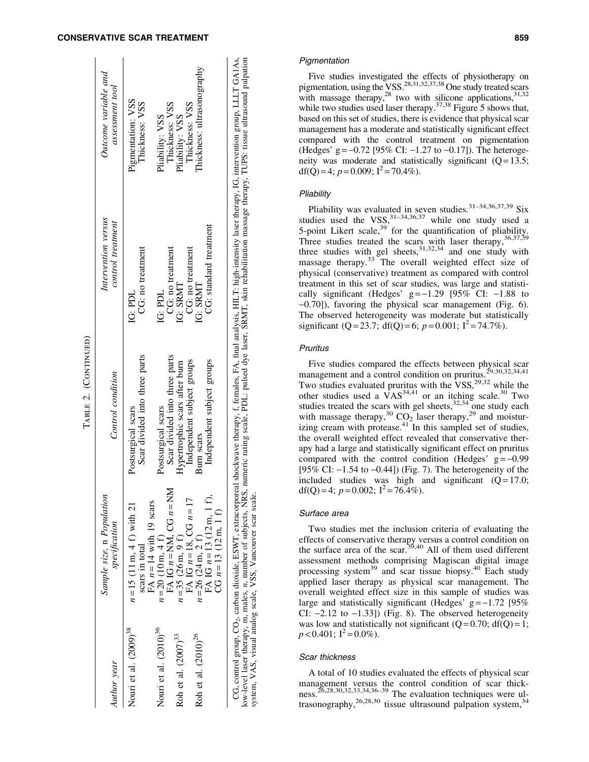Table 2. (Continued)

| Author year | Sample size, n Population specification | Control condition | Intervention versus control treatment | Outcome variable and assessment tool |
|---|---|---|---|---|
| Nouri et al. (2009)[38] | n = 15 (11 m, 4 f) with 21 scars in total<br>FA n = 14 with 19 scars | Postsurgical scars<br>Scar divided into three parts | IG: PDL<br>CG: no treatment | Pigmentation: VSS<br>Thickness: VSS |
| Nouri et al. (2010)[36] | n = 20 (10 m, 4 f)<br>FA IG n = NM, CG n = NM | Postsurgical scars<br>Scar divided into three parts | IG: PDL<br>CG: no treatment | Pliability: VSS<br>Thickness: VSS |
| Roh et al. (2007)[33] | n = 35 (26 m, 9 f)<br>FA IG n = 18, CG n = 17 | Hypertrophic scars after burn<br>Independent subject groups | IG: SRMT<br>CG: no treatment | Pliability: VSS<br>Thickness: VSS |
| Roh et al. (2010)[26] | n = 26 (24 m, 2 f)<br>FA IG n = 13 (12 m, 1 f),<br>CG n = 13 (12 m, 1 f) | Burn scars<br>Independent subject groups | IG: SRMT<br>CG: standard treatment | Thickness: ultrasonography |

CG, control group, $CO_2$, carbon dioxide, ESWT, extracorporeal shockwave therapy, f, females, FA, final analysis, HILT: high-intensity laser therapy, IG, intervention group, LLLT GA1As, low-level laser therapy, m, males, n, number of subjects, NRS, numeric rating scale, PDL: pulsed dye laser, SRMT, skin rehabilitation massage therapy, TUPS: tissue ultrasound palpation system, VAS, visual analog scale, VSS, Vancouver scar scale.

#### Pigmentation

Five studies investigated the effects of physiotherapy on pigmentation, using the VSS.[28,31,32,37,38] One study treated scars with massage therapy,[28] two with silicone applications,[31,32] while two studies used laser therapy.[37,38] Figure 5 shows that, based on this set of studies, there is evidence that physical scar management has a moderate and statistically significant effect compared with the control treatment on pigmentation (Hedges' g = −0.72 [95% CI: −1.27 to −0.17]). The heterogeneity was moderate and statistically significant (Q = 13.5; df(Q) = 4; $p = 0.009$; $I^2 = 70.4\%$).

#### Pliability

Pliability was evaluated in seven studies.[31–34,36,37,39] Six studies used the VSS,[31–34,36,37] while one study used a 5-point Likert scale,[39] for the quantification of pliability. Three studies treated the scars with laser therapy,[36,37,39] three studies with gel sheets,[31,32,34] and one study with massage therapy.[33] The overall weighted effect size of physical (conservative) treatment as compared with control treatment in this set of scar studies, was large and statistically significant (Hedges' g = −1.29 [95% CI: −1.88 to −0.70]), favoring the physical scar management (Fig. 6). The observed heterogeneity was moderate but statistically significant (Q = 23.7; df(Q) = 6; $p = 0.001$; $I^2 = 74.7\%$).

#### Pruritus

Five studies compared the effects between physical scar management and a control condition on pruritus.[29,30,32,34,41] Two studies evaluated pruritus with the VSS,[29,32] while the other studies used a VAS[34,41] or an itching scale.[30] Two studies treated the scars with gel sheets,[32,34] one study each with massage therapy,[30] $CO_2$ laser therapy,[29] and moisturizing cream with protease.[41] In this sampled set of studies, the overall weighted effect revealed that conservative therapy had a large and statistically significant effect on pruritus compared with the control condition (Hedges' g = −0.99 [95% CI: −1.54 to −0.44]) (Fig. 7). The heterogeneity of the included studies was high and significant (Q = 17.0; df(Q) = 4; $p = 0.002$; $I^2 = 76.4\%$).

#### Surface area

Two studies met the inclusion criteria of evaluating the effects of conservative therapy versus a control condition on the surface area of the scar.[39,40] All of them used different assessment methods comprising Magiscan digital image processing system[39] and scar tissue biopsy.[40] Each study applied laser therapy as physical scar management. The overall weighted effect size in this sample of studies was large and statistically significant (Hedges' g = −1.72 [95% CI: −2.12 to −1.33]) (Fig. 8). The observed heterogeneity was low and statistically not significant (Q = 0.70; df(Q) = 1; $p < 0.401$; $I^2 = 0.0\%$).

#### Scar thickness

A total of 10 studies evaluated the effects of physical scar management versus the control condition of scar thickness.[26,28,30,32,33,34,36–39] The evaluation techniques were ultrasonography,[26,28,30] tissue ultrasound palpation system,[34]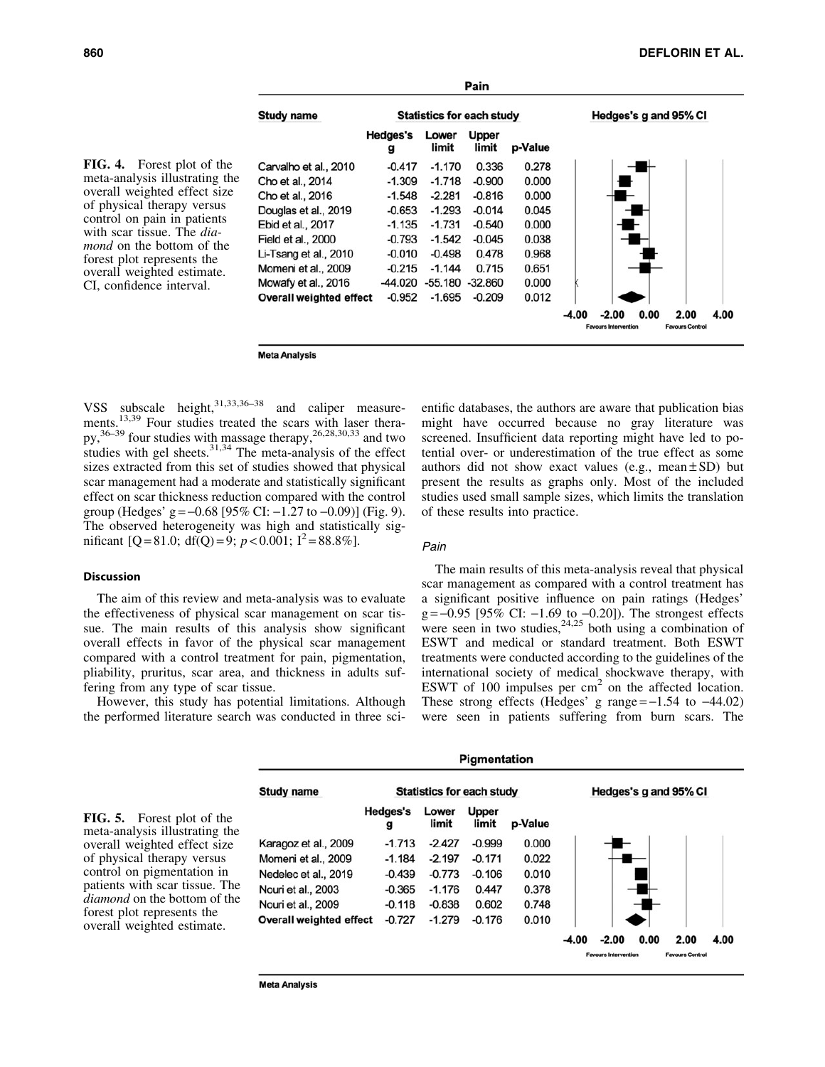**Pain**

| Study name | Hedges's g | Lower limit | Upper limit | p-Value |
|---|---|---|---|---|
| Carvalho et al., 2010 | -0.417 | -1.170 | 0.336 | 0.278 |
| Cho et al., 2014 | -1.309 | -1.718 | -0.900 | 0.000 |
| Cho et al., 2016 | -1.548 | -2.281 | -0.816 | 0.000 |
| Douglas et al., 2019 | -0.653 | -1.293 | -0.014 | 0.045 |
| Ebid et al., 2017 | -1.135 | -1.731 | -0.540 | 0.000 |
| Field et al., 2000 | -0.793 | -1.542 | -0.045 | 0.038 |
| Li-Tsang et al., 2010 | -0.010 | -0.498 | 0.478 | 0.968 |
| Momeni et al., 2009 | -0.215 | -1.144 | 0.715 | 0.651 |
| Mowafy et al., 2016 | -44.020 | -55.180 | -32.860 | 0.000 |
| **Overall weighted effect** | **-0.952** | **-1.695** | **-0.209** | **0.012** |

Hedges's g and 95% CI: -4.00 to 4.00; Favours Intervention / Favours Control

Meta Analysis

**FIG. 4.** Forest plot of the meta-analysis illustrating the overall weighted effect size of physical therapy versus control on pain in patients with scar tissue. The *diamond* on the bottom of the forest plot represents the overall weighted estimate. CI, confidence interval.

VSS subscale height,[31,33,36–38] and caliper measurements.[13,39] Four studies treated the scars with laser therapy,[36–39] four studies with massage therapy,[26,28,30,33] and two studies with gel sheets.[31,34] The meta-analysis of the effect sizes extracted from this set of studies showed that physical scar management had a moderate and statistically significant effect on scar thickness reduction compared with the control group (Hedges' g = −0.68 [95% CI: −1.27 to −0.09)] (Fig. 9). The observed heterogeneity was high and statistically significant [Q = 81.0; df(Q) = 9; $p < 0.001$; $I^2 = 88.8\%$].

## Discussion

The aim of this review and meta-analysis was to evaluate the effectiveness of physical scar management on scar tissue. The main results of this analysis show significant overall effects in favor of the physical scar management compared with a control treatment for pain, pigmentation, pliability, pruritus, scar area, and thickness in adults suffering from any type of scar tissue.

However, this study has potential limitations. Although the performed literature search was conducted in three scientific databases, the authors are aware that publication bias might have occurred because no gray literature was screened. Insufficient data reporting might have led to potential over- or underestimation of the true effect as some authors did not show exact values (e.g., mean ± SD) but present the results as graphs only. Most of the included studies used small sample sizes, which limits the translation of these results into practice.

### *Pain*

The main results of this meta-analysis reveal that physical scar management as compared with a control treatment has a significant positive influence on pain ratings (Hedges' g = −0.95 [95% CI: −1.69 to −0.20]). The strongest effects were seen in two studies,[24,25] both using a combination of ESWT and medical or standard treatment. Both ESWT treatments were conducted according to the guidelines of the international society of medical shockwave therapy, with ESWT of 100 impulses per $cm^2$ on the affected location. These strong effects (Hedges' g range = −1.54 to −44.02) were seen in patients suffering from burn scars. The

**Pigmentation**

| Study name | Hedges's g | Lower limit | Upper limit | p-Value |
|---|---|---|---|---|
| Karagoz et al., 2009 | -1.713 | -2.427 | -0.999 | 0.000 |
| Momeni et al., 2009 | -1.184 | -2.197 | -0.171 | 0.022 |
| Nedelec et al., 2019 | -0.439 | -0.773 | -0.106 | 0.010 |
| Nouri et al., 2003 | -0.365 | -1.176 | 0.447 | 0.378 |
| Nouri et al., 2009 | -0.118 | -0.838 | 0.602 | 0.748 |
| **Overall weighted effect** | **-0.727** | **-1.279** | **-0.176** | **0.010** |

Hedges's g and 95% CI: -4.00 to 4.00; Favours Intervention / Favours Control

Meta Analysis

**FIG. 5.** Forest plot of the meta-analysis illustrating the overall weighted effect size of physical therapy versus control on pigmentation in patients with scar tissue. The *diamond* on the bottom of the forest plot represents the overall weighted estimate.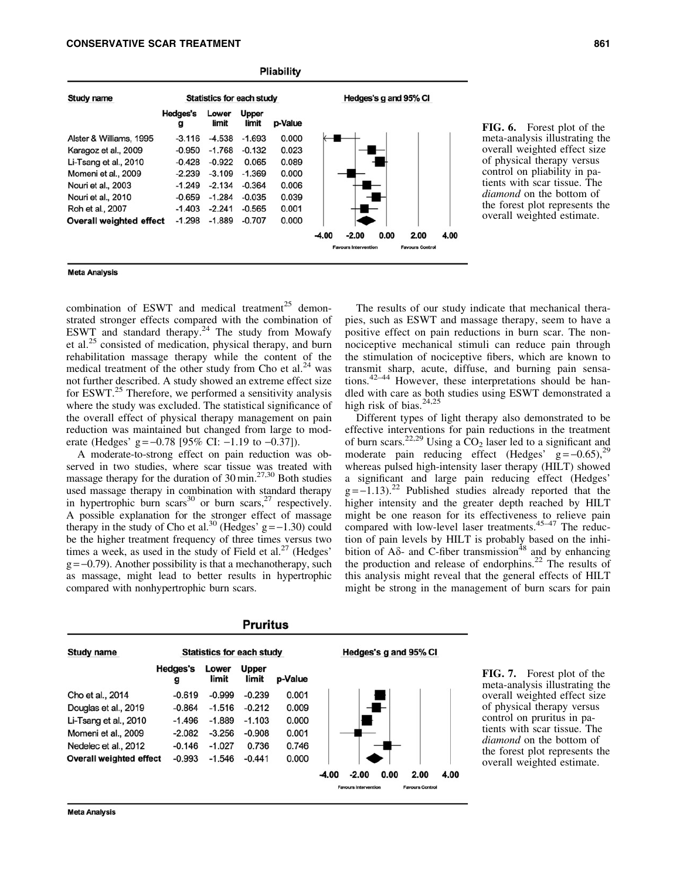**Pliability**

| Study name | Hedges's g | Lower limit | Upper limit | p-Value |
|---|---|---|---|---|
| Alster & Williams, 1995 | -3.116 | -4.538 | -1.693 | 0.000 |
| Karagoz et al., 2009 | -0.950 | -1.768 | -0.132 | 0.023 |
| Li-Tsang et al., 2010 | -0.428 | -0.922 | 0.065 | 0.089 |
| Momeni et al., 2009 | -2.239 | -3.109 | -1.369 | 0.000 |
| Nouri et al., 2003 | -1.249 | -2.134 | -0.364 | 0.006 |
| Nouri et al., 2010 | -0.659 | -1.284 | -0.035 | 0.039 |
| Roh et al., 2007 | -1.403 | -2.241 | -0.565 | 0.001 |
| **Overall weighted effect** | -1.298 | -1.889 | -0.707 | 0.000 |

Meta Analysis

**FIG. 6.** Forest plot of the meta-analysis illustrating the overall weighted effect size of physical therapy versus control on pliability in patients with scar tissue. The *diamond* on the bottom of the forest plot represents the overall weighted estimate.

combination of ESWT and medical treatment[25] demonstrated stronger effects compared with the combination of ESWT and standard therapy.[24] The study from Mowafy et al.[25] consisted of medication, physical therapy, and burn rehabilitation massage therapy while the content of the medical treatment of the other study from Cho et al.[24] was not further described. A study showed an extreme effect size for ESWT.[25] Therefore, we performed a sensitivity analysis where the study was excluded. The statistical significance of the overall effect of physical therapy management on pain reduction was maintained but changed from large to moderate (Hedges' $g=-0.78$ [95% CI: $-1.19$ to $-0.37$]).

A moderate-to-strong effect on pain reduction was observed in two studies, where scar tissue was treated with massage therapy for the duration of 30 min.[27,30] Both studies used massage therapy in combination with standard therapy in hypertrophic burn scars[30] or burn scars,[27] respectively. A possible explanation for the stronger effect of massage therapy in the study of Cho et al.[30] (Hedges' $g=-1.30$) could be the higher treatment frequency of three times versus two times a week, as used in the study of Field et al.[27] (Hedges' $g=-0.79$). Another possibility is that a mechanotherapy, such as massage, might lead to better results in hypertrophic compared with nonhypertrophic burn scars.

The results of our study indicate that mechanical therapies, such as ESWT and massage therapy, seem to have a positive effect on pain reductions in burn scar. The nonnociceptive mechanical stimuli can reduce pain through the stimulation of nociceptive fibers, which are known to transmit sharp, acute, diffuse, and burning pain sensations.[42–44] However, these interpretations should be handled with care as both studies using ESWT demonstrated a high risk of bias.[24,25]

Different types of light therapy also demonstrated to be effective interventions for pain reductions in the treatment of burn scars.[22,29] Using a $CO_2$ laser led to a significant and moderate pain reducing effect (Hedges' $g=-0.65$),[29] whereas pulsed high-intensity laser therapy (HILT) showed a significant and large pain reducing effect (Hedges' $g=-1.13$).[22] Published studies already reported that the higher intensity and the greater depth reached by HILT might be one reason for its effectiveness to relieve pain compared with low-level laser treatments.[45–47] The reduction of pain levels by HILT is probably based on the inhibition of A$\delta$- and C-fiber transmission[48] and by enhancing the production and release of endorphins.[22] The results of this analysis might reveal that the general effects of HILT might be strong in the management of burn scars for pain

**Pruritus**

| Study name | Hedges's g | Lower limit | Upper limit | p-Value |
|---|---|---|---|---|
| Cho et al., 2014 | -0.619 | -0.999 | -0.239 | 0.001 |
| Douglas et al., 2019 | -0.864 | -1.516 | -0.212 | 0.009 |
| Li-Tsang et al., 2010 | -1.496 | -1.889 | -1.103 | 0.000 |
| Momeni et al., 2009 | -2.082 | -3.256 | -0.908 | 0.001 |
| Nedelec et al., 2012 | -0.146 | -1.027 | 0.736 | 0.746 |
| **Overall weighted effect** | -0.993 | -1.546 | -0.441 | 0.000 |

Meta Analysis

**FIG. 7.** Forest plot of the meta-analysis illustrating the overall weighted effect size of physical therapy versus control on pruritus in patients with scar tissue. The *diamond* on the bottom of the forest plot represents the overall weighted estimate.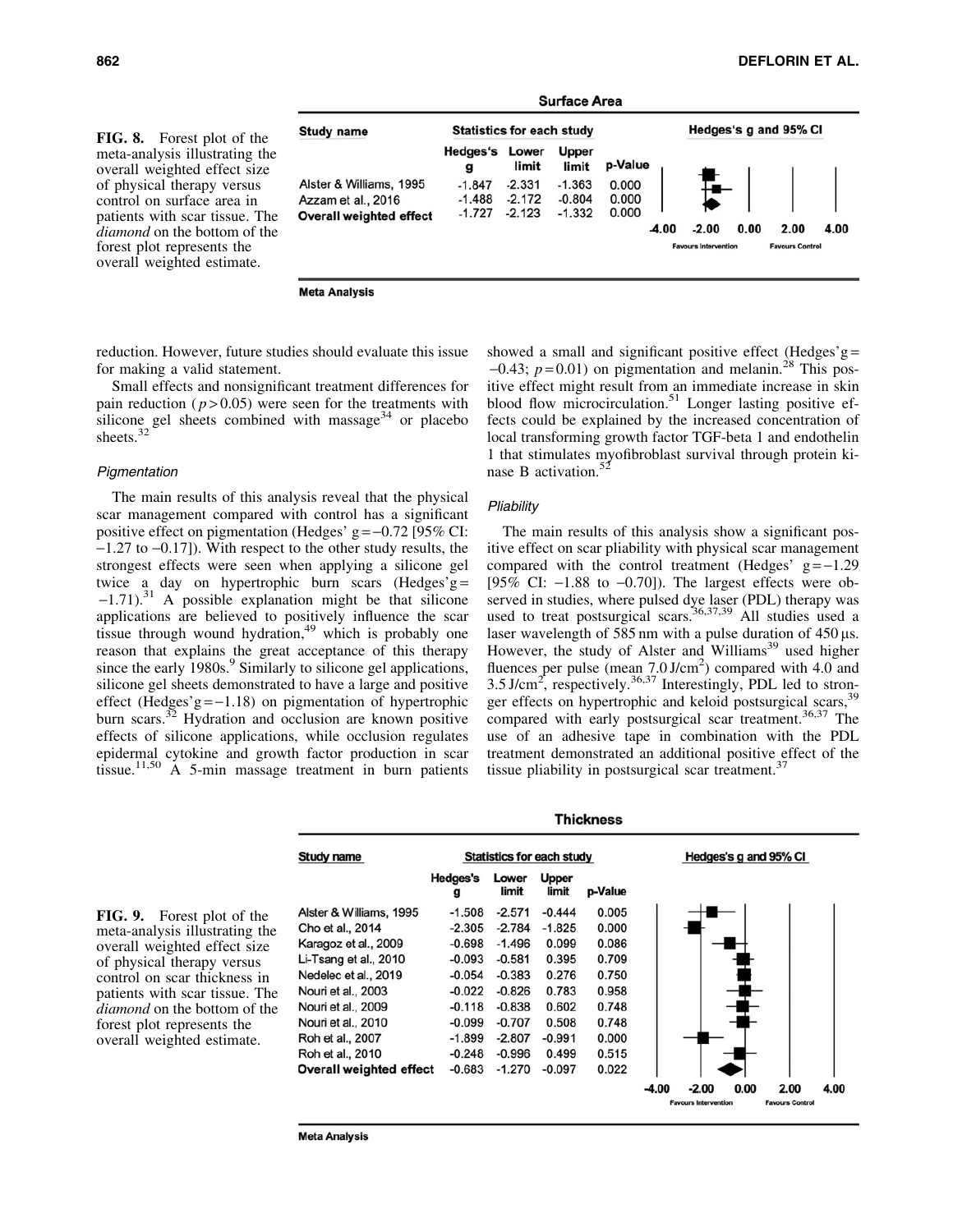**Surface Area**

| Study name | Hedges's g | Lower limit | Upper limit | p-Value |
|---|---|---|---|---|
| Alster & Williams, 1995 | -1.847 | -2.331 | -1.363 | 0.000 |
| Azzam et al., 2016 | -1.488 | -2.172 | -0.804 | 0.000 |
| **Overall weighted effect** | -1.727 | -2.123 | -1.332 | 0.000 |

FIG. 8. Forest plot of the meta-analysis illustrating the overall weighted effect size of physical therapy versus control on surface area in patients with scar tissue. The *diamond* on the bottom of the forest plot represents the overall weighted estimate.

reduction. However, future studies should evaluate this issue for making a valid statement.

Small effects and nonsignificant treatment differences for pain reduction ($p > 0.05$) were seen for the treatments with silicone gel sheets combined with massage[34] or placebo sheets.[32]

### *Pigmentation*

The main results of this analysis reveal that the physical scar management compared with control has a significant positive effect on pigmentation (Hedges' g = −0.72 [95% CI: −1.27 to −0.17]). With respect to the other study results, the strongest effects were seen when applying a silicone gel twice a day on hypertrophic burn scars (Hedges'g = −1.71).[31] A possible explanation might be that silicone applications are believed to positively influence the scar tissue through wound hydration,[49] which is probably one reason that explains the great acceptance of this therapy since the early 1980s.[9] Similarly to silicone gel applications, silicone gel sheets demonstrated to have a large and positive effect (Hedges'g = −1.18) on pigmentation of hypertrophic burn scars.[32] Hydration and occlusion are known positive effects of silicone applications, while occlusion regulates epidermal cytokine and growth factor production in scar tissue.[11,50] A 5-min massage treatment in burn patients showed a small and significant positive effect (Hedges'g = −0.43; $p = 0.01$) on pigmentation and melanin.[28] This positive effect might result from an immediate increase in skin blood flow microcirculation.[51] Longer lasting positive effects could be explained by the increased concentration of local transforming growth factor TGF-beta 1 and endothelin 1 that stimulates myofibroblast survival through protein kinase B activation.[52]

### *Pliability*

The main results of this analysis show a significant positive effect on scar pliability with physical scar management compared with the control treatment (Hedges' g = −1.29 [95% CI: −1.88 to −0.70]). The largest effects were observed in studies, where pulsed dye laser (PDL) therapy was used to treat postsurgical scars.[36,37,39] All studies used a laser wavelength of 585 nm with a pulse duration of 450 μs. However, the study of Alster and Williams[39] used higher fluences per pulse (mean 7.0 J/cm$^2$) compared with 4.0 and 3.5 J/cm$^2$, respectively.[36,37] Interestingly, PDL led to stronger effects on hypertrophic and keloid postsurgical scars,[39] compared with early postsurgical scar treatment.[36,37] The use of an adhesive tape in combination with the PDL treatment demonstrated an additional positive effect of the tissue pliability in postsurgical scar treatment.[37]

**Thickness**

| Study name | Hedges's g | Lower limit | Upper limit | p-Value |
|---|---|---|---|---|
| Alster & Williams, 1995 | -1.508 | -2.571 | -0.444 | 0.005 |
| Cho et al., 2014 | -2.305 | -2.784 | -1.825 | 0.000 |
| Karagoz et al., 2009 | -0.698 | -1.496 | 0.099 | 0.086 |
| Li-Tsang et al., 2010 | -0.093 | -0.581 | 0.395 | 0.709 |
| Nedelec et al., 2019 | -0.054 | -0.383 | 0.276 | 0.750 |
| Nouri et al., 2003 | -0.022 | -0.826 | 0.783 | 0.958 |
| Nouri et al., 2009 | -0.118 | -0.838 | 0.602 | 0.748 |
| Nouri et al., 2010 | -0.099 | -0.707 | 0.508 | 0.748 |
| Roh et al., 2007 | -1.899 | -2.807 | -0.991 | 0.000 |
| Roh et al., 2010 | -0.248 | -0.996 | 0.499 | 0.515 |
| **Overall weighted effect** | -0.683 | -1.270 | -0.097 | 0.022 |

FIG. 9. Forest plot of the meta-analysis illustrating the overall weighted effect size of physical therapy versus control on scar thickness in patients with scar tissue. The *diamond* on the bottom of the forest plot represents the overall weighted estimate.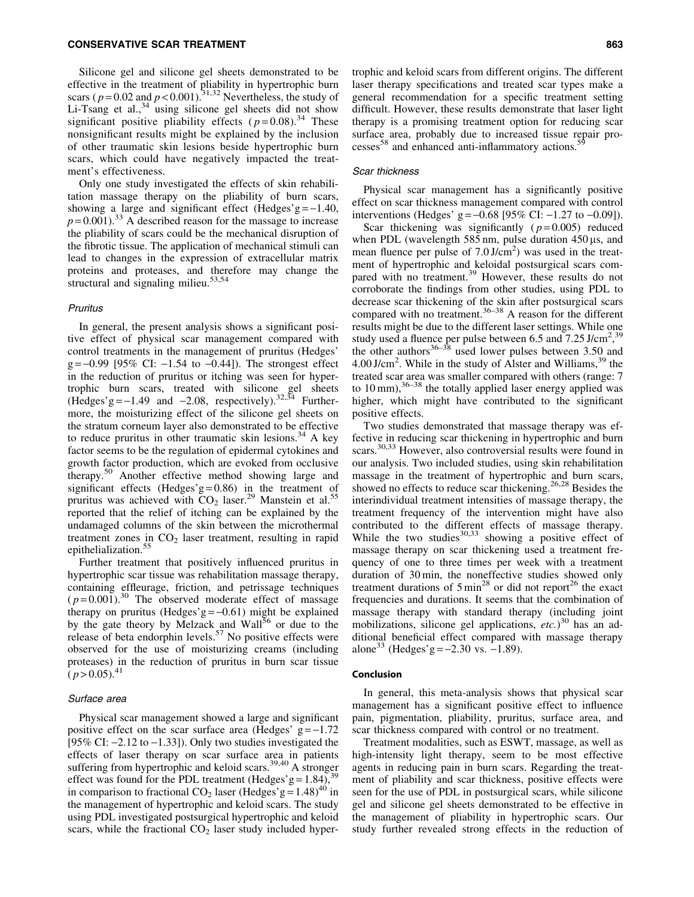Silicone gel and silicone gel sheets demonstrated to be effective in the treatment of pliability in hypertrophic burn scars ($p = 0.02$ and $p < 0.001$).[31,32] Nevertheless, the study of Li-Tsang et al.,[34] using silicone gel sheets did not show significant positive pliability effects ($p = 0.08$).[34] These nonsignificant results might be explained by the inclusion of other traumatic skin lesions beside hypertrophic burn scars, which could have negatively impacted the treatment's effectiveness.

Only one study investigated the effects of skin rehabilitation massage therapy on the pliability of burn scars, showing a large and significant effect (Hedges'g = −1.40, $p = 0.001$).[33] A described reason for the massage to increase the pliability of scars could be the mechanical disruption of the fibrotic tissue. The application of mechanical stimuli can lead to changes in the expression of extracellular matrix proteins and proteases, and therefore may change the structural and signaling milieu.[53,54]

### *Pruritus*

In general, the present analysis shows a significant positive effect of physical scar management compared with control treatments in the management of pruritus (Hedges' g = −0.99 [95% CI: −1.54 to −0.44]). The strongest effect in the reduction of pruritus or itching was seen for hypertrophic burn scars, treated with silicone gel sheets (Hedges'g = −1.49 and −2.08, respectively).[32,34] Furthermore, the moisturizing effect of the silicone gel sheets on the stratum corneum layer also demonstrated to be effective to reduce pruritus in other traumatic skin lesions.[34] A key factor seems to be the regulation of epidermal cytokines and growth factor production, which are evoked from occlusive therapy.[50] Another effective method showing large and significant effects (Hedges'g = 0.86) in the treatment of pruritus was achieved with $CO_2$ laser.[29] Manstein et al.[55] reported that the relief of itching can be explained by the undamaged columns of the skin between the microthermal treatment zones in $CO_2$ laser treatment, resulting in rapid epithelialization.[55]

Further treatment that positively influenced pruritus in hypertrophic scar tissue was rehabilitation massage therapy, containing effleurage, friction, and petrissage techniques ($p = 0.001$).[30] The observed moderate effect of massage therapy on pruritus (Hedges'g = −0.61) might be explained by the gate theory by Melzack and Wall[56] or due to the release of beta endorphin levels.[57] No positive effects were observed for the use of moisturizing creams (including proteases) in the reduction of pruritus in burn scar tissue ($p > 0.05$).[41]

### *Surface area*

Physical scar management showed a large and significant positive effect on the scar surface area (Hedges' g = −1.72 [95% CI: −2.12 to −1.33]). Only two studies investigated the effects of laser therapy on scar surface area in patients suffering from hypertrophic and keloid scars.[39,40] A stronger effect was found for the PDL treatment (Hedges'g = 1.84),[39] in comparison to fractional $CO_2$ laser (Hedges'g = 1.48)[40] in the management of hypertrophic and keloid scars. The study using PDL investigated postsurgical hypertrophic and keloid scars, while the fractional $CO_2$ laser study included hypertrophic and keloid scars from different origins. The different laser therapy specifications and treated scar types make a general recommendation for a specific treatment setting difficult. However, these results demonstrate that laser light therapy is a promising treatment option for reducing scar surface area, probably due to increased tissue repair processes[58] and enhanced anti-inflammatory actions.[59]

### *Scar thickness*

Physical scar management has a significantly positive effect on scar thickness management compared with control interventions (Hedges' g = −0.68 [95% CI: −1.27 to −0.09]).

Scar thickening was significantly ($p = 0.005$) reduced when PDL (wavelength 585 nm, pulse duration 450 μs, and mean fluence per pulse of 7.0 J/cm$^2$) was used in the treatment of hypertrophic and keloidal postsurgical scars compared with no treatment.[39] However, these results do not corroborate the findings from other studies, using PDL to decrease scar thickening of the skin after postsurgical scars compared with no treatment.[36–38] A reason for the different results might be due to the different laser settings. While one study used a fluence per pulse between 6.5 and 7.25 J/cm$^2$,[39] the other authors[36–38] used lower pulses between 3.50 and 4.00 J/cm$^2$. While in the study of Alster and Williams,[39] the treated scar area was smaller compared with others (range: 7 to 10 mm),[36–38] the totally applied laser energy applied was higher, which might have contributed to the significant positive effects.

Two studies demonstrated that massage therapy was effective in reducing scar thickening in hypertrophic and burn scars.[30,33] However, also controversial results were found in our analysis. Two included studies, using skin rehabilitation massage in the treatment of hypertrophic and burn scars, showed no effects to reduce scar thickening.[26,28] Besides the interindividual treatment intensities of massage therapy, the treatment frequency of the intervention might have also contributed to the different effects of massage therapy. While the two studies[30,33] showing a positive effect of massage therapy on scar thickening used a treatment frequency of one to three times per week with a treatment duration of 30 min, the noneffective studies showed only treatment durations of 5 min[28] or did not report[26] the exact frequencies and durations. It seems that the combination of massage therapy with standard therapy (including joint mobilizations, silicone gel applications, *etc.*)[30] has an additional beneficial effect compared with massage therapy alone[33] (Hedges'g = −2.30 vs. −1.89).

## Conclusion

In general, this meta-analysis shows that physical scar management has a significant positive effect to influence pain, pigmentation, pliability, pruritus, surface area, and scar thickness compared with control or no treatment.

Treatment modalities, such as ESWT, massage, as well as high-intensity light therapy, seem to be most effective agents in reducing pain in burn scars. Regarding the treatment of pliability and scar thickness, positive effects were seen for the use of PDL in postsurgical scars, while silicone gel and silicone gel sheets demonstrated to be effective in the management of pliability in hypertrophic scars. Our study further revealed strong effects in the reduction of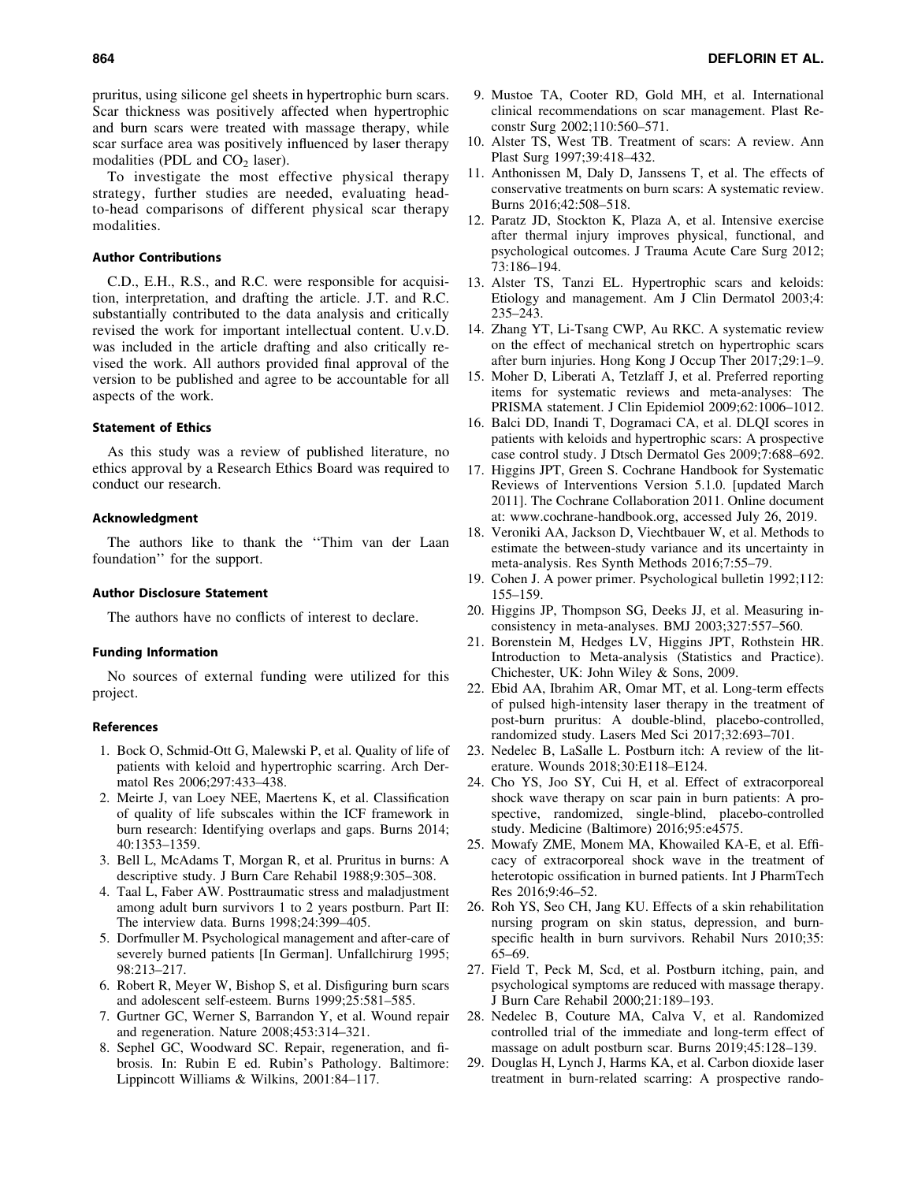pruritus, using silicone gel sheets in hypertrophic burn scars. Scar thickness was positively affected when hypertrophic and burn scars were treated with massage therapy, while scar surface area was positively influenced by laser therapy modalities (PDL and $CO_2$ laser).

To investigate the most effective physical therapy strategy, further studies are needed, evaluating head-to-head comparisons of different physical scar therapy modalities.

### Author Contributions

C.D., E.H., R.S., and R.C. were responsible for acquisition, interpretation, and drafting the article. J.T. and R.C. substantially contributed to the data analysis and critically revised the work for important intellectual content. U.v.D. was included in the article drafting and also critically revised the work. All authors provided final approval of the version to be published and agree to be accountable for all aspects of the work.

### Statement of Ethics

As this study was a review of published literature, no ethics approval by a Research Ethics Board was required to conduct our research.

### Acknowledgment

The authors like to thank the ''Thim van der Laan foundation'' for the support.

### Author Disclosure Statement

The authors have no conflicts of interest to declare.

### Funding Information

No sources of external funding were utilized for this project.

### References

1. Bock O, Schmid-Ott G, Malewski P, et al. Quality of life of patients with keloid and hypertrophic scarring. Arch Dermatol Res 2006;297:433–438.
2. Meirte J, van Loey NEE, Maertens K, et al. Classification of quality of life subscales within the ICF framework in burn research: Identifying overlaps and gaps. Burns 2014; 40:1353–1359.
3. Bell L, McAdams T, Morgan R, et al. Pruritus in burns: A descriptive study. J Burn Care Rehabil 1988;9:305–308.
4. Taal L, Faber AW. Posttraumatic stress and maladjustment among adult burn survivors 1 to 2 years postburn. Part II: The interview data. Burns 1998;24:399–405.
5. Dorfmuller M. Psychological management and after-care of severely burned patients [In German]. Unfallchirurg 1995; 98:213–217.
6. Robert R, Meyer W, Bishop S, et al. Disfiguring burn scars and adolescent self-esteem. Burns 1999;25:581–585.
7. Gurtner GC, Werner S, Barrandon Y, et al. Wound repair and regeneration. Nature 2008;453:314–321.
8. Sephel GC, Woodward SC. Repair, regeneration, and fibrosis. In: Rubin E ed. Rubin's Pathology. Baltimore: Lippincott Williams & Wilkins, 2001:84–117.
9. Mustoe TA, Cooter RD, Gold MH, et al. International clinical recommendations on scar management. Plast Reconstr Surg 2002;110:560–571.
10. Alster TS, West TB. Treatment of scars: A review. Ann Plast Surg 1997;39:418–432.
11. Anthonissen M, Daly D, Janssens T, et al. The effects of conservative treatments on burn scars: A systematic review. Burns 2016;42:508–518.
12. Paratz JD, Stockton K, Plaza A, et al. Intensive exercise after thermal injury improves physical, functional, and psychological outcomes. J Trauma Acute Care Surg 2012; 73:186–194.
13. Alster TS, Tanzi EL. Hypertrophic scars and keloids: Etiology and management. Am J Clin Dermatol 2003;4: 235–243.
14. Zhang YT, Li-Tsang CWP, Au RKC. A systematic review on the effect of mechanical stretch on hypertrophic scars after burn injuries. Hong Kong J Occup Ther 2017;29:1–9.
15. Moher D, Liberati A, Tetzlaff J, et al. Preferred reporting items for systematic reviews and meta-analyses: The PRISMA statement. J Clin Epidemiol 2009;62:1006–1012.
16. Balci DD, Inandi T, Dogramaci CA, et al. DLQI scores in patients with keloids and hypertrophic scars: A prospective case control study. J Dtsch Dermatol Ges 2009;7:688–692.
17. Higgins JPT, Green S. Cochrane Handbook for Systematic Reviews of Interventions Version 5.1.0. [updated March 2011]. The Cochrane Collaboration 2011. Online document at: www.cochrane-handbook.org, accessed July 26, 2019.
18. Veroniki AA, Jackson D, Viechtbauer W, et al. Methods to estimate the between-study variance and its uncertainty in meta-analysis. Res Synth Methods 2016;7:55–79.
19. Cohen J. A power primer. Psychological bulletin 1992;112: 155–159.
20. Higgins JP, Thompson SG, Deeks JJ, et al. Measuring inconsistency in meta-analyses. BMJ 2003;327:557–560.
21. Borenstein M, Hedges LV, Higgins JPT, Rothstein HR. Introduction to Meta-analysis (Statistics and Practice). Chichester, UK: John Wiley & Sons, 2009.
22. Ebid AA, Ibrahim AR, Omar MT, et al. Long-term effects of pulsed high-intensity laser therapy in the treatment of post-burn pruritus: A double-blind, placebo-controlled, randomized study. Lasers Med Sci 2017;32:693–701.
23. Nedelec B, LaSalle L. Postburn itch: A review of the literature. Wounds 2018;30:E118–E124.
24. Cho YS, Joo SY, Cui H, et al. Effect of extracorporeal shock wave therapy on scar pain in burn patients: A prospective, randomized, single-blind, placebo-controlled study. Medicine (Baltimore) 2016;95:e4575.
25. Mowafy ZME, Monem MA, Khowailed KA-E, et al. Efficacy of extracorporeal shock wave in the treatment of heterotopic ossification in burned patients. Int J PharmTech Res 2016;9:46–52.
26. Roh YS, Seo CH, Jang KU. Effects of a skin rehabilitation nursing program on skin status, depression, and burn-specific health in burn survivors. Rehabil Nurs 2010;35: 65–69.
27. Field T, Peck M, Scd, et al. Postburn itching, pain, and psychological symptoms are reduced with massage therapy. J Burn Care Rehabil 2000;21:189–193.
28. Nedelec B, Couture MA, Calva V, et al. Randomized controlled trial of the immediate and long-term effect of massage on adult postburn scar. Burns 2019;45:128–139.
29. Douglas H, Lynch J, Harms KA, et al. Carbon dioxide laser treatment in burn-related scarring: A prospective rando-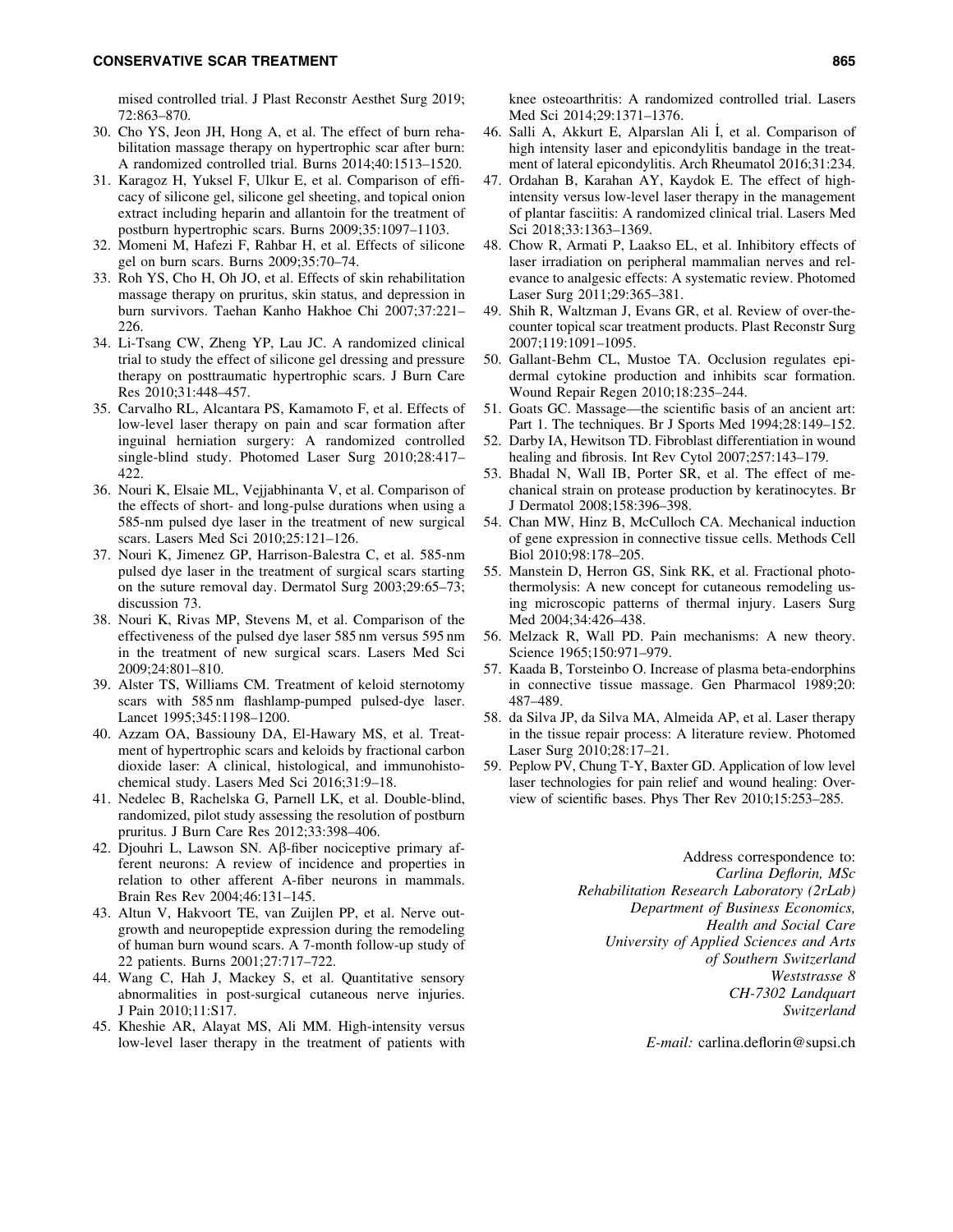mised controlled trial. J Plast Reconstr Aesthet Surg 2019; 72:863–870.

30. Cho YS, Jeon JH, Hong A, et al. The effect of burn rehabilitation massage therapy on hypertrophic scar after burn: A randomized controlled trial. Burns 2014;40:1513–1520.
31. Karagoz H, Yuksel F, Ulkur E, et al. Comparison of efficacy of silicone gel, silicone gel sheeting, and topical onion extract including heparin and allantoin for the treatment of postburn hypertrophic scars. Burns 2009;35:1097–1103.
32. Momeni M, Hafezi F, Rahbar H, et al. Effects of silicone gel on burn scars. Burns 2009;35:70–74.
33. Roh YS, Cho H, Oh JO, et al. Effects of skin rehabilitation massage therapy on pruritus, skin status, and depression in burn survivors. Taehan Kanho Hakhoe Chi 2007;37:221–226.
34. Li-Tsang CW, Zheng YP, Lau JC. A randomized clinical trial to study the effect of silicone gel dressing and pressure therapy on posttraumatic hypertrophic scars. J Burn Care Res 2010;31:448–457.
35. Carvalho RL, Alcantara PS, Kamamoto F, et al. Effects of low-level laser therapy on pain and scar formation after inguinal herniation surgery: A randomized controlled single-blind study. Photomed Laser Surg 2010;28:417–422.
36. Nouri K, Elsaie ML, Vejjabhinanta V, et al. Comparison of the effects of short- and long-pulse durations when using a 585-nm pulsed dye laser in the treatment of new surgical scars. Lasers Med Sci 2010;25:121–126.
37. Nouri K, Jimenez GP, Harrison-Balestra C, et al. 585-nm pulsed dye laser in the treatment of surgical scars starting on the suture removal day. Dermatol Surg 2003;29:65–73; discussion 73.
38. Nouri K, Rivas MP, Stevens M, et al. Comparison of the effectiveness of the pulsed dye laser 585 nm versus 595 nm in the treatment of new surgical scars. Lasers Med Sci 2009;24:801–810.
39. Alster TS, Williams CM. Treatment of keloid sternotomy scars with 585 nm flashlamp-pumped pulsed-dye laser. Lancet 1995;345:1198–1200.
40. Azzam OA, Bassiouny DA, El-Hawary MS, et al. Treatment of hypertrophic scars and keloids by fractional carbon dioxide laser: A clinical, histological, and immunohistochemical study. Lasers Med Sci 2016;31:9–18.
41. Nedelec B, Rachelska G, Parnell LK, et al. Double-blind, randomized, pilot study assessing the resolution of postburn pruritus. J Burn Care Res 2012;33:398–406.
42. Djouhri L, Lawson SN. Aβ-fiber nociceptive primary afferent neurons: A review of incidence and properties in relation to other afferent A-fiber neurons in mammals. Brain Res Rev 2004;46:131–145.
43. Altun V, Hakvoort TE, van Zuijlen PP, et al. Nerve outgrowth and neuropeptide expression during the remodeling of human burn wound scars. A 7-month follow-up study of 22 patients. Burns 2001;27:717–722.
44. Wang C, Hah J, Mackey S, et al. Quantitative sensory abnormalities in post-surgical cutaneous nerve injuries. J Pain 2010;11:S17.
45. Kheshie AR, Alayat MS, Ali MM. High-intensity versus low-level laser therapy in the treatment of patients with knee osteoarthritis: A randomized controlled trial. Lasers Med Sci 2014;29:1371–1376.
46. Salli A, Akkurt E, Alparslan Ali İ, et al. Comparison of high intensity laser and epicondylitis bandage in the treatment of lateral epicondylitis. Arch Rheumatol 2016;31:234.
47. Ordahan B, Karahan AY, Kaydok E. The effect of high-intensity versus low-level laser therapy in the management of plantar fasciitis: A randomized clinical trial. Lasers Med Sci 2018;33:1363–1369.
48. Chow R, Armati P, Laakso EL, et al. Inhibitory effects of laser irradiation on peripheral mammalian nerves and relevance to analgesic effects: A systematic review. Photomed Laser Surg 2011;29:365–381.
49. Shih R, Waltzman J, Evans GR, et al. Review of over-the-counter topical scar treatment products. Plast Reconstr Surg 2007;119:1091–1095.
50. Gallant-Behm CL, Mustoe TA. Occlusion regulates epidermal cytokine production and inhibits scar formation. Wound Repair Regen 2010;18:235–244.
51. Goats GC. Massage—the scientific basis of an ancient art: Part 1. The techniques. Br J Sports Med 1994;28:149–152.
52. Darby IA, Hewitson TD. Fibroblast differentiation in wound healing and fibrosis. Int Rev Cytol 2007;257:143–179.
53. Bhadal N, Wall IB, Porter SR, et al. The effect of mechanical strain on protease production by keratinocytes. Br J Dermatol 2008;158:396–398.
54. Chan MW, Hinz B, McCulloch CA. Mechanical induction of gene expression in connective tissue cells. Methods Cell Biol 2010;98:178–205.
55. Manstein D, Herron GS, Sink RK, et al. Fractional photothermolysis: A new concept for cutaneous remodeling using microscopic patterns of thermal injury. Lasers Surg Med 2004;34:426–438.
56. Melzack R, Wall PD. Pain mechanisms: A new theory. Science 1965;150:971–979.
57. Kaada B, Torsteinbo O. Increase of plasma beta-endorphins in connective tissue massage. Gen Pharmacol 1989;20: 487–489.
58. da Silva JP, da Silva MA, Almeida AP, et al. Laser therapy in the tissue repair process: A literature review. Photomed Laser Surg 2010;28:17–21.
59. Peplow PV, Chung T-Y, Baxter GD. Application of low level laser technologies for pain relief and wound healing: Overview of scientific bases. Phys Ther Rev 2010;15:253–285.

Address correspondence to:
*Carlina Deflorin, MSc*
*Rehabilitation Research Laboratory (2rLab)*
*Department of Business Economics, Health and Social Care*
*University of Applied Sciences and Arts of Southern Switzerland*
*Weststrasse 8*
*CH-7302 Landquart*
*Switzerland*

*E-mail:* carlina.deflorin@supsi.ch